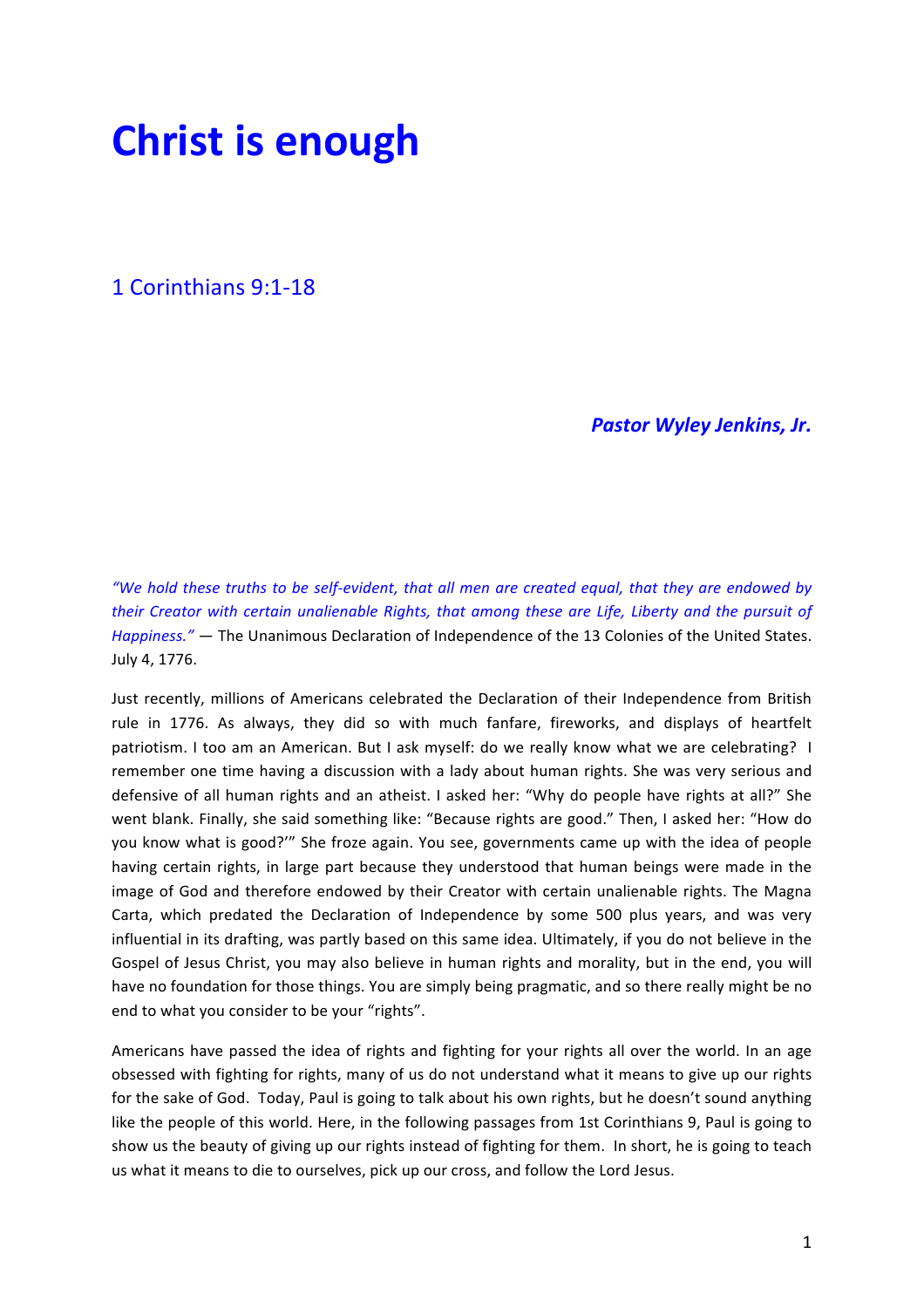# Christ is enough

## 1 Corinthians 9:1-18

***Pastor Wyley Jenkins, Jr.***

*"We hold these truths to be self-evident, that all men are created equal, that they are endowed by their Creator with certain unalienable Rights, that among these are Life, Liberty and the pursuit of Happiness."* — The Unanimous Declaration of Independence of the 13 Colonies of the United States. July 4, 1776.

Just recently, millions of Americans celebrated the Declaration of their Independence from British rule in 1776. As always, they did so with much fanfare, fireworks, and displays of heartfelt patriotism. I too am an American. But I ask myself: do we really know what we are celebrating? I remember one time having a discussion with a lady about human rights. She was very serious and defensive of all human rights and an atheist. I asked her: "Why do people have rights at all?" She went blank. Finally, she said something like: "Because rights are good." Then, I asked her: "How do you know what is good?'" She froze again. You see, governments came up with the idea of people having certain rights, in large part because they understood that human beings were made in the image of God and therefore endowed by their Creator with certain unalienable rights. The Magna Carta, which predated the Declaration of Independence by some 500 plus years, and was very influential in its drafting, was partly based on this same idea. Ultimately, if you do not believe in the Gospel of Jesus Christ, you may also believe in human rights and morality, but in the end, you will have no foundation for those things. You are simply being pragmatic, and so there really might be no end to what you consider to be your "rights".

Americans have passed the idea of rights and fighting for your rights all over the world. In an age obsessed with fighting for rights, many of us do not understand what it means to give up our rights for the sake of God. Today, Paul is going to talk about his own rights, but he doesn't sound anything like the people of this world. Here, in the following passages from 1st Corinthians 9, Paul is going to show us the beauty of giving up our rights instead of fighting for them. In short, he is going to teach us what it means to die to ourselves, pick up our cross, and follow the Lord Jesus.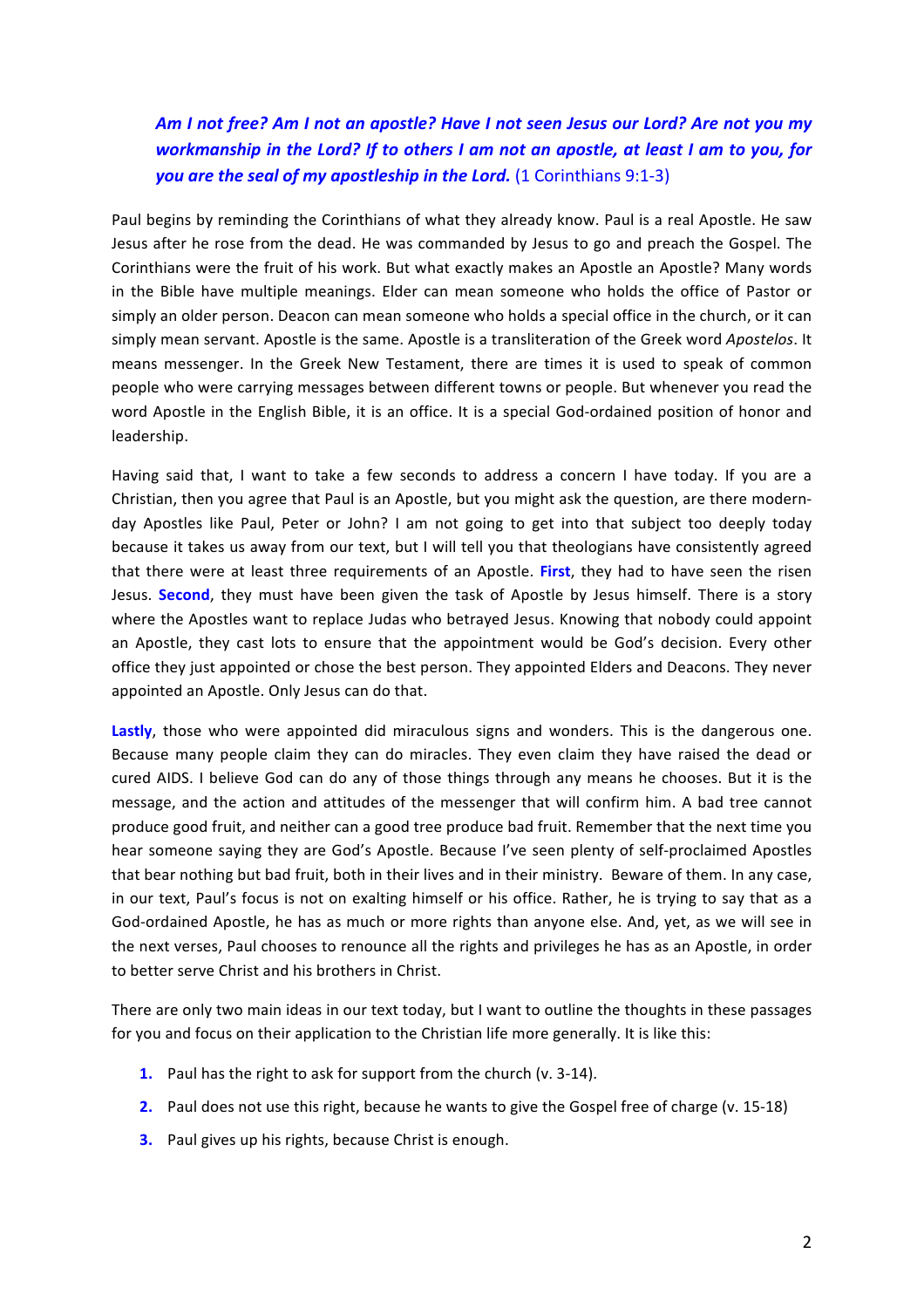***Am I not free? Am I not an apostle? Have I not seen Jesus our Lord? Are not you my workmanship in the Lord? If to others I am not an apostle, at least I am to you, for you are the seal of my apostleship in the Lord.*** (1 Corinthians 9:1-3)

Paul begins by reminding the Corinthians of what they already know. Paul is a real Apostle. He saw Jesus after he rose from the dead. He was commanded by Jesus to go and preach the Gospel. The Corinthians were the fruit of his work. But what exactly makes an Apostle an Apostle? Many words in the Bible have multiple meanings. Elder can mean someone who holds the office of Pastor or simply an older person. Deacon can mean someone who holds a special office in the church, or it can simply mean servant. Apostle is the same. Apostle is a transliteration of the Greek word *Apostelos*. It means messenger. In the Greek New Testament, there are times it is used to speak of common people who were carrying messages between different towns or people. But whenever you read the word Apostle in the English Bible, it is an office. It is a special God-ordained position of honor and leadership.

Having said that, I want to take a few seconds to address a concern I have today. If you are a Christian, then you agree that Paul is an Apostle, but you might ask the question, are there modern-day Apostles like Paul, Peter or John? I am not going to get into that subject too deeply today because it takes us away from our text, but I will tell you that theologians have consistently agreed that there were at least three requirements of an Apostle. **First**, they had to have seen the risen Jesus. **Second**, they must have been given the task of Apostle by Jesus himself. There is a story where the Apostles want to replace Judas who betrayed Jesus. Knowing that nobody could appoint an Apostle, they cast lots to ensure that the appointment would be God's decision. Every other office they just appointed or chose the best person. They appointed Elders and Deacons. They never appointed an Apostle. Only Jesus can do that.

**Lastly**, those who were appointed did miraculous signs and wonders. This is the dangerous one. Because many people claim they can do miracles. They even claim they have raised the dead or cured AIDS. I believe God can do any of those things through any means he chooses. But it is the message, and the action and attitudes of the messenger that will confirm him. A bad tree cannot produce good fruit, and neither can a good tree produce bad fruit. Remember that the next time you hear someone saying they are God's Apostle. Because I've seen plenty of self-proclaimed Apostles that bear nothing but bad fruit, both in their lives and in their ministry. Beware of them. In any case, in our text, Paul's focus is not on exalting himself or his office. Rather, he is trying to say that as a God-ordained Apostle, he has as much or more rights than anyone else. And, yet, as we will see in the next verses, Paul chooses to renounce all the rights and privileges he has as an Apostle, in order to better serve Christ and his brothers in Christ.

There are only two main ideas in our text today, but I want to outline the thoughts in these passages for you and focus on their application to the Christian life more generally. It is like this:

1. Paul has the right to ask for support from the church (v. 3-14).
2. Paul does not use this right, because he wants to give the Gospel free of charge (v. 15-18)
3. Paul gives up his rights, because Christ is enough.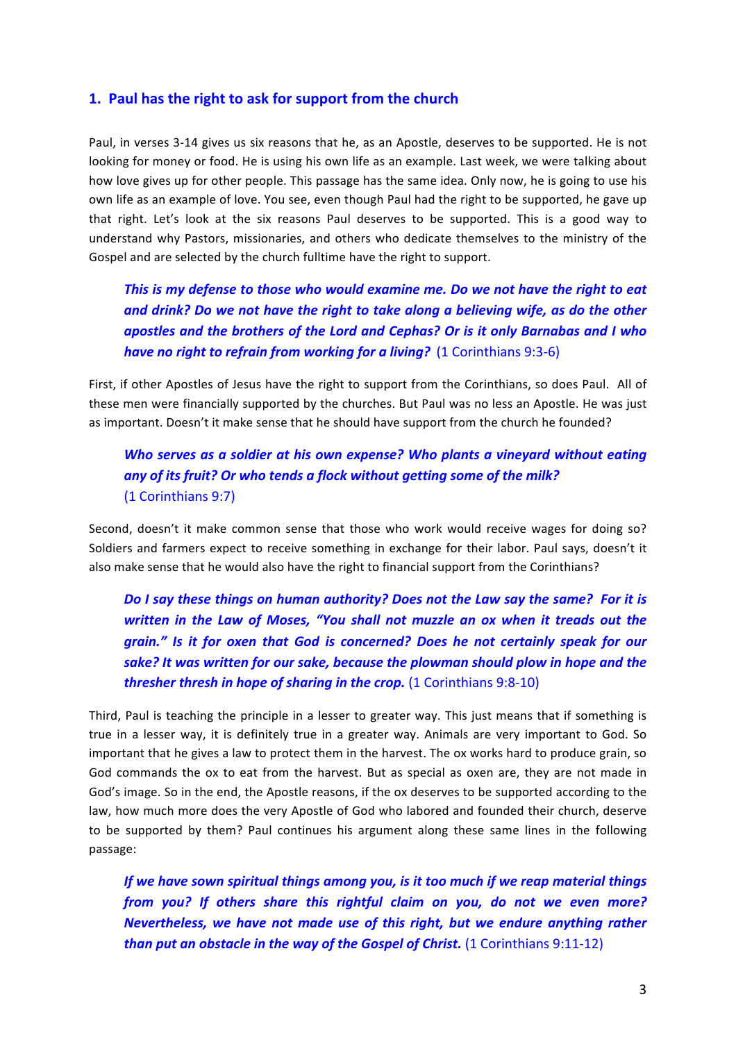## 1. Paul has the right to ask for support from the church

Paul, in verses 3-14 gives us six reasons that he, as an Apostle, deserves to be supported. He is not looking for money or food. He is using his own life as an example. Last week, we were talking about how love gives up for other people. This passage has the same idea. Only now, he is going to use his own life as an example of love. You see, even though Paul had the right to be supported, he gave up that right. Let's look at the six reasons Paul deserves to be supported. This is a good way to understand why Pastors, missionaries, and others who dedicate themselves to the ministry of the Gospel and are selected by the church fulltime have the right to support.

> ***This is my defense to those who would examine me. Do we not have the right to eat and drink? Do we not have the right to take along a believing wife, as do the other apostles and the brothers of the Lord and Cephas? Or is it only Barnabas and I who have no right to refrain from working for a living?*** (1 Corinthians 9:3-6)

First, if other Apostles of Jesus have the right to support from the Corinthians, so does Paul. All of these men were financially supported by the churches. But Paul was no less an Apostle. He was just as important. Doesn't it make sense that he should have support from the church he founded?

> ***Who serves as a soldier at his own expense? Who plants a vineyard without eating any of its fruit? Or who tends a flock without getting some of the milk?*** (1 Corinthians 9:7)

Second, doesn't it make common sense that those who work would receive wages for doing so? Soldiers and farmers expect to receive something in exchange for their labor. Paul says, doesn't it also make sense that he would also have the right to financial support from the Corinthians?

> ***Do I say these things on human authority? Does not the Law say the same? For it is written in the Law of Moses, "You shall not muzzle an ox when it treads out the grain." Is it for oxen that God is concerned? Does he not certainly speak for our sake? It was written for our sake, because the plowman should plow in hope and the thresher thresh in hope of sharing in the crop.*** (1 Corinthians 9:8-10)

Third, Paul is teaching the principle in a lesser to greater way. This just means that if something is true in a lesser way, it is definitely true in a greater way. Animals are very important to God. So important that he gives a law to protect them in the harvest. The ox works hard to produce grain, so God commands the ox to eat from the harvest. But as special as oxen are, they are not made in God's image. So in the end, the Apostle reasons, if the ox deserves to be supported according to the law, how much more does the very Apostle of God who labored and founded their church, deserve to be supported by them? Paul continues his argument along these same lines in the following passage:

> ***If we have sown spiritual things among you, is it too much if we reap material things from you? If others share this rightful claim on you, do not we even more? Nevertheless, we have not made use of this right, but we endure anything rather than put an obstacle in the way of the Gospel of Christ.*** (1 Corinthians 9:11-12)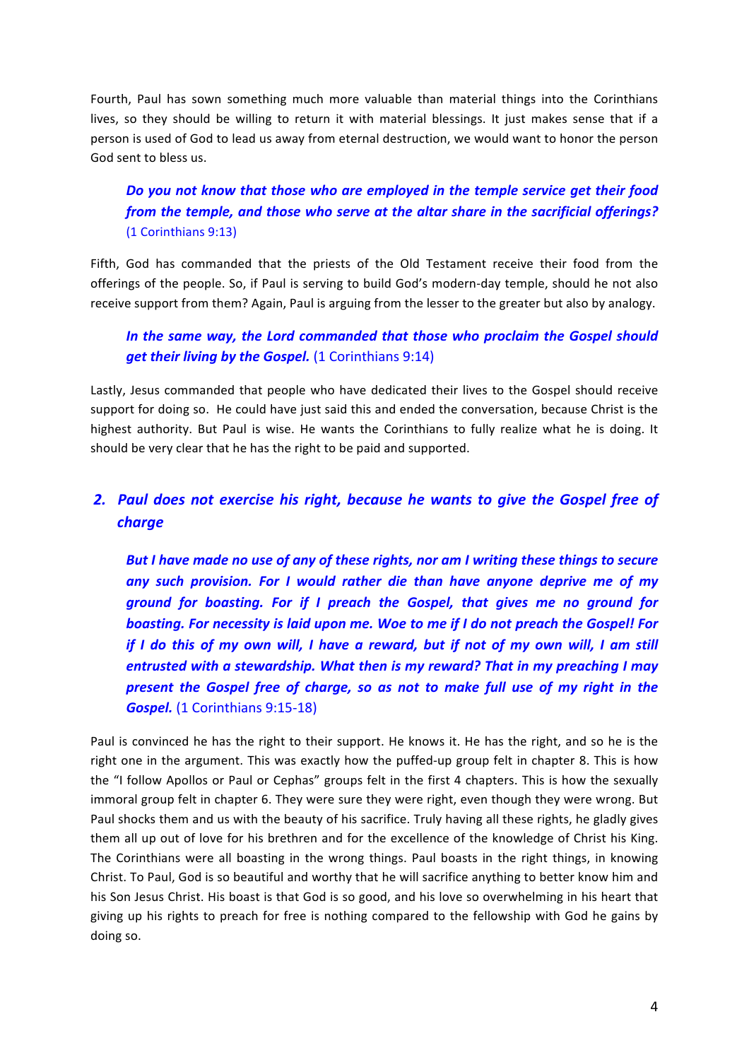Fourth, Paul has sown something much more valuable than material things into the Corinthians lives, so they should be willing to return it with material blessings. It just makes sense that if a person is used of God to lead us away from eternal destruction, we would want to honor the person God sent to bless us.

> ***Do you not know that those who are employed in the temple service get their food from the temple, and those who serve at the altar share in the sacrificial offerings?*** (1 Corinthians 9:13)

Fifth, God has commanded that the priests of the Old Testament receive their food from the offerings of the people. So, if Paul is serving to build God's modern-day temple, should he not also receive support from them? Again, Paul is arguing from the lesser to the greater but also by analogy.

> ***In the same way, the Lord commanded that those who proclaim the Gospel should get their living by the Gospel.*** (1 Corinthians 9:14)

Lastly, Jesus commanded that people who have dedicated their lives to the Gospel should receive support for doing so. He could have just said this and ended the conversation, because Christ is the highest authority. But Paul is wise. He wants the Corinthians to fully realize what he is doing. It should be very clear that he has the right to be paid and supported.

## 2. Paul does not exercise his right, because he wants to give the Gospel free of charge

> ***But I have made no use of any of these rights, nor am I writing these things to secure any such provision. For I would rather die than have anyone deprive me of my ground for boasting. For if I preach the Gospel, that gives me no ground for boasting. For necessity is laid upon me. Woe to me if I do not preach the Gospel! For if I do this of my own will, I have a reward, but if not of my own will, I am still entrusted with a stewardship. What then is my reward? That in my preaching I may present the Gospel free of charge, so as not to make full use of my right in the Gospel.*** (1 Corinthians 9:15-18)

Paul is convinced he has the right to their support. He knows it. He has the right, and so he is the right one in the argument. This was exactly how the puffed-up group felt in chapter 8. This is how the "I follow Apollos or Paul or Cephas" groups felt in the first 4 chapters. This is how the sexually immoral group felt in chapter 6. They were sure they were right, even though they were wrong. But Paul shocks them and us with the beauty of his sacrifice. Truly having all these rights, he gladly gives them all up out of love for his brethren and for the excellence of the knowledge of Christ his King. The Corinthians were all boasting in the wrong things. Paul boasts in the right things, in knowing Christ. To Paul, God is so beautiful and worthy that he will sacrifice anything to better know him and his Son Jesus Christ. His boast is that God is so good, and his love so overwhelming in his heart that giving up his rights to preach for free is nothing compared to the fellowship with God he gains by doing so.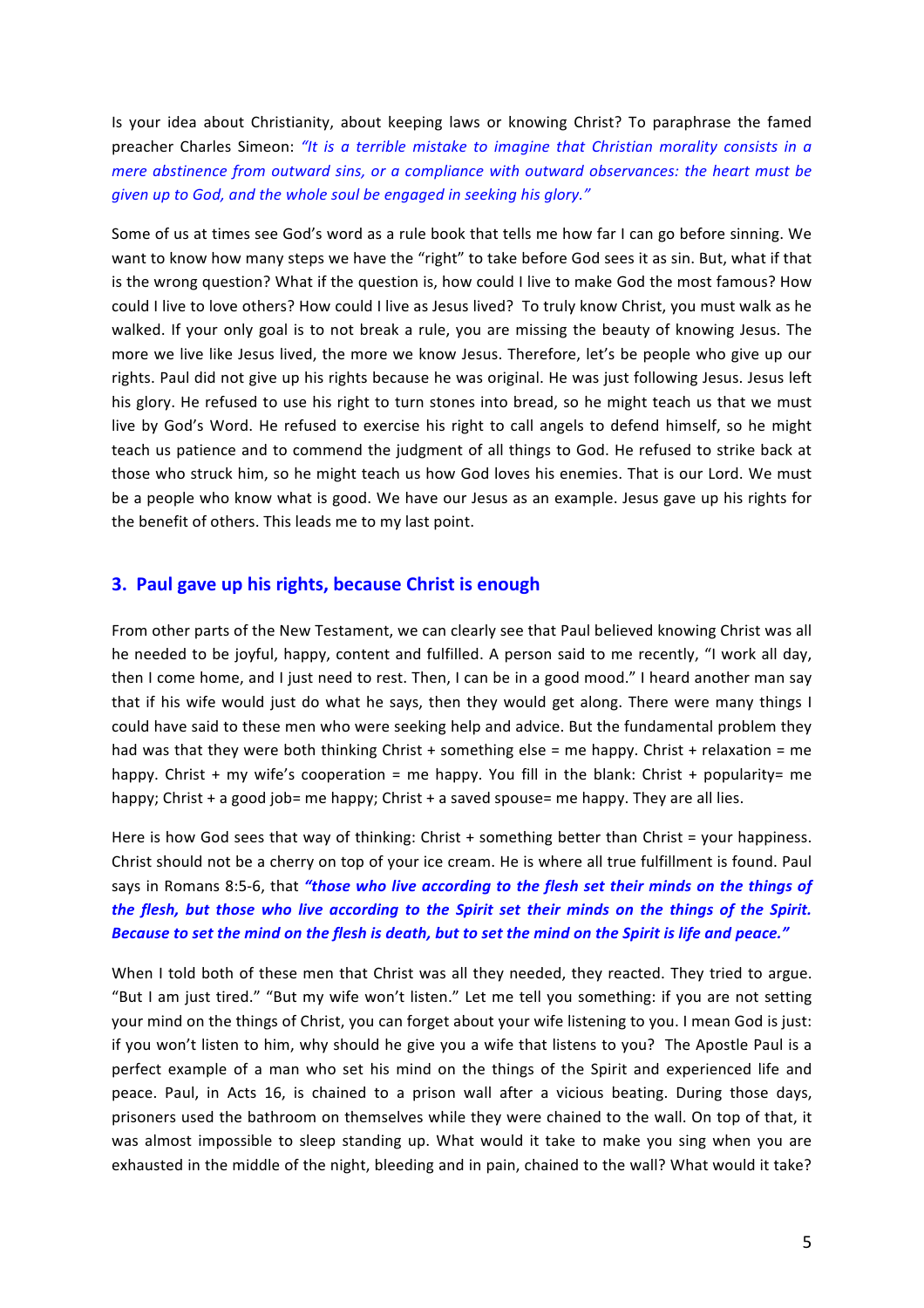Is your idea about Christianity, about keeping laws or knowing Christ? To paraphrase the famed preacher Charles Simeon: *"It is a terrible mistake to imagine that Christian morality consists in a mere abstinence from outward sins, or a compliance with outward observances: the heart must be given up to God, and the whole soul be engaged in seeking his glory."*

Some of us at times see God's word as a rule book that tells me how far I can go before sinning. We want to know how many steps we have the "right" to take before God sees it as sin. But, what if that is the wrong question? What if the question is, how could I live to make God the most famous? How could I live to love others? How could I live as Jesus lived? To truly know Christ, you must walk as he walked. If your only goal is to not break a rule, you are missing the beauty of knowing Jesus. The more we live like Jesus lived, the more we know Jesus. Therefore, let's be people who give up our rights. Paul did not give up his rights because he was original. He was just following Jesus. Jesus left his glory. He refused to use his right to turn stones into bread, so he might teach us that we must live by God's Word. He refused to exercise his right to call angels to defend himself, so he might teach us patience and to commend the judgment of all things to God. He refused to strike back at those who struck him, so he might teach us how God loves his enemies. That is our Lord. We must be a people who know what is good. We have our Jesus as an example. Jesus gave up his rights for the benefit of others. This leads me to my last point.

## 3. Paul gave up his rights, because Christ is enough

From other parts of the New Testament, we can clearly see that Paul believed knowing Christ was all he needed to be joyful, happy, content and fulfilled. A person said to me recently, "I work all day, then I come home, and I just need to rest. Then, I can be in a good mood." I heard another man say that if his wife would just do what he says, then they would get along. There were many things I could have said to these men who were seeking help and advice. But the fundamental problem they had was that they were both thinking Christ + something else = me happy. Christ + relaxation = me happy. Christ + my wife's cooperation = me happy. You fill in the blank: Christ + popularity= me happy; Christ + a good job= me happy; Christ + a saved spouse= me happy. They are all lies.

Here is how God sees that way of thinking: Christ + something better than Christ = your happiness. Christ should not be a cherry on top of your ice cream. He is where all true fulfillment is found. Paul says in Romans 8:5-6, that ***"those who live according to the flesh set their minds on the things of the flesh, but those who live according to the Spirit set their minds on the things of the Spirit. Because to set the mind on the flesh is death, but to set the mind on the Spirit is life and peace."***

When I told both of these men that Christ was all they needed, they reacted. They tried to argue. "But I am just tired." "But my wife won't listen." Let me tell you something: if you are not setting your mind on the things of Christ, you can forget about your wife listening to you. I mean God is just: if you won't listen to him, why should he give you a wife that listens to you? The Apostle Paul is a perfect example of a man who set his mind on the things of the Spirit and experienced life and peace. Paul, in Acts 16, is chained to a prison wall after a vicious beating. During those days, prisoners used the bathroom on themselves while they were chained to the wall. On top of that, it was almost impossible to sleep standing up. What would it take to make you sing when you are exhausted in the middle of the night, bleeding and in pain, chained to the wall? What would it take?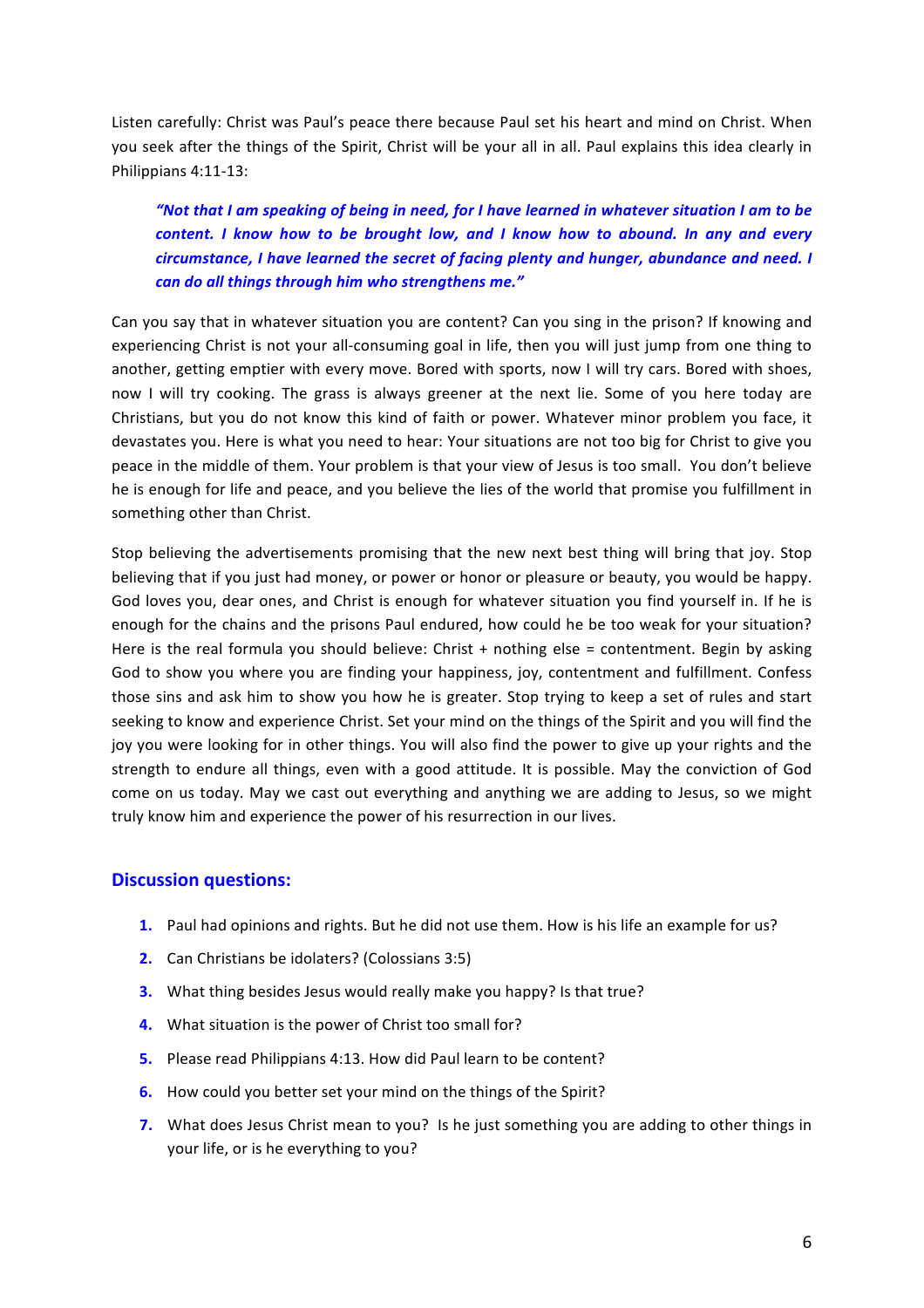Listen carefully: Christ was Paul's peace there because Paul set his heart and mind on Christ. When you seek after the things of the Spirit, Christ will be your all in all. Paul explains this idea clearly in Philippians 4:11-13:

> ***"Not that I am speaking of being in need, for I have learned in whatever situation I am to be content. I know how to be brought low, and I know how to abound. In any and every circumstance, I have learned the secret of facing plenty and hunger, abundance and need. I can do all things through him who strengthens me."***

Can you say that in whatever situation you are content? Can you sing in the prison? If knowing and experiencing Christ is not your all-consuming goal in life, then you will just jump from one thing to another, getting emptier with every move. Bored with sports, now I will try cars. Bored with shoes, now I will try cooking. The grass is always greener at the next lie. Some of you here today are Christians, but you do not know this kind of faith or power. Whatever minor problem you face, it devastates you. Here is what you need to hear: Your situations are not too big for Christ to give you peace in the middle of them. Your problem is that your view of Jesus is too small. You don't believe he is enough for life and peace, and you believe the lies of the world that promise you fulfillment in something other than Christ.

Stop believing the advertisements promising that the new next best thing will bring that joy. Stop believing that if you just had money, or power or honor or pleasure or beauty, you would be happy. God loves you, dear ones, and Christ is enough for whatever situation you find yourself in. If he is enough for the chains and the prisons Paul endured, how could he be too weak for your situation? Here is the real formula you should believe: Christ + nothing else = contentment. Begin by asking God to show you where you are finding your happiness, joy, contentment and fulfillment. Confess those sins and ask him to show you how he is greater. Stop trying to keep a set of rules and start seeking to know and experience Christ. Set your mind on the things of the Spirit and you will find the joy you were looking for in other things. You will also find the power to give up your rights and the strength to endure all things, even with a good attitude. It is possible. May the conviction of God come on us today. May we cast out everything and anything we are adding to Jesus, so we might truly know him and experience the power of his resurrection in our lives.

## Discussion questions:

1. Paul had opinions and rights. But he did not use them. How is his life an example for us?
2. Can Christians be idolaters? (Colossians 3:5)
3. What thing besides Jesus would really make you happy? Is that true?
4. What situation is the power of Christ too small for?
5. Please read Philippians 4:13. How did Paul learn to be content?
6. How could you better set your mind on the things of the Spirit?
7. What does Jesus Christ mean to you? Is he just something you are adding to other things in your life, or is he everything to you?